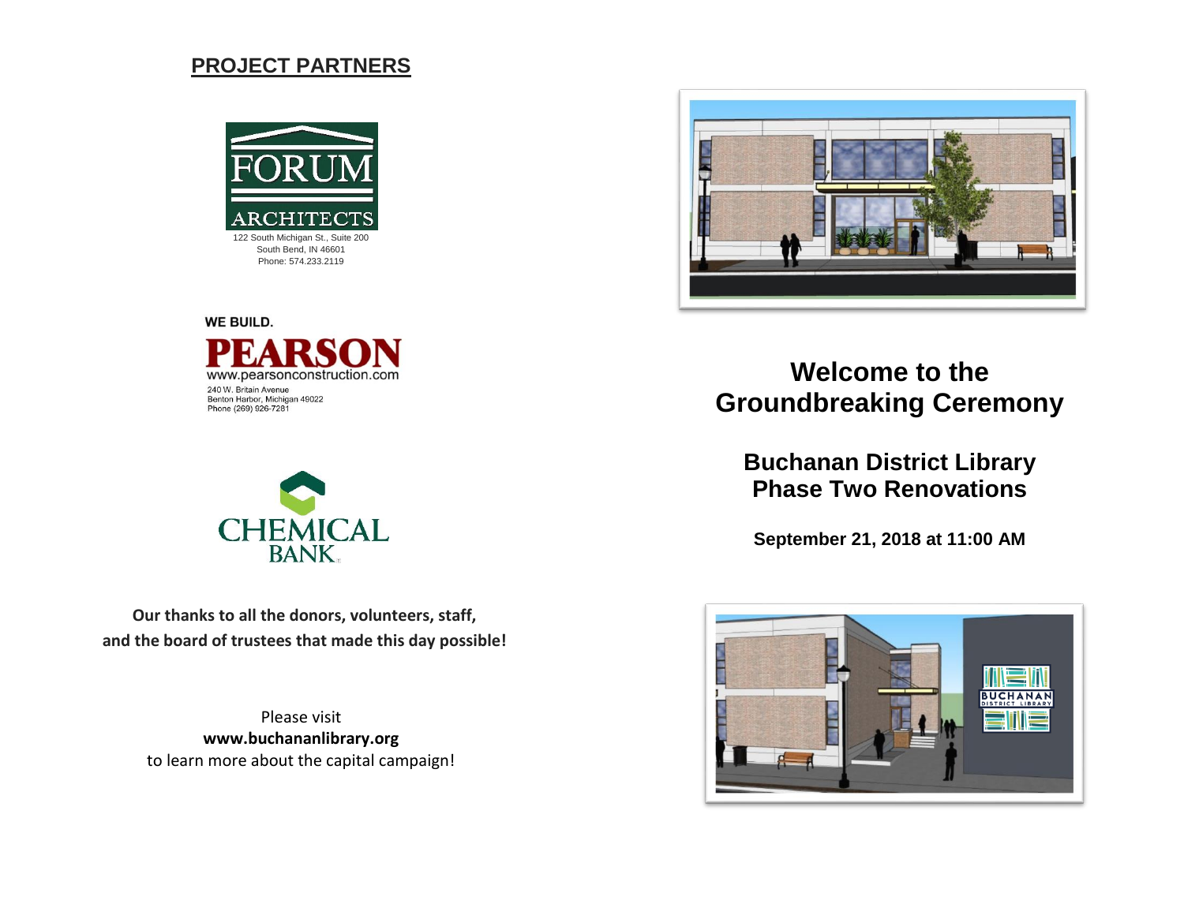## PROJECT PARTNERS

FORUM ARCHITECTS

122 South Michigan St., Suite 200
South Bend, IN 46601
Phone: 574.233.2119

WE BUILD.

PEARSON

www.pearsonconstruction.com

240 W. Britain Avenue
Benton Harbor, Michigan 49022
Phone (269) 926-7281

CHEMICAL BANK

**Our thanks to all the donors, volunteers, staff, and the board of trustees that made this day possible!**

Please visit
**www.buchananlibrary.org**
to learn more about the capital campaign!

# Welcome to the Groundbreaking Ceremony

## Buchanan District Library Phase Two Renovations

**September 21, 2018 at 11:00 AM**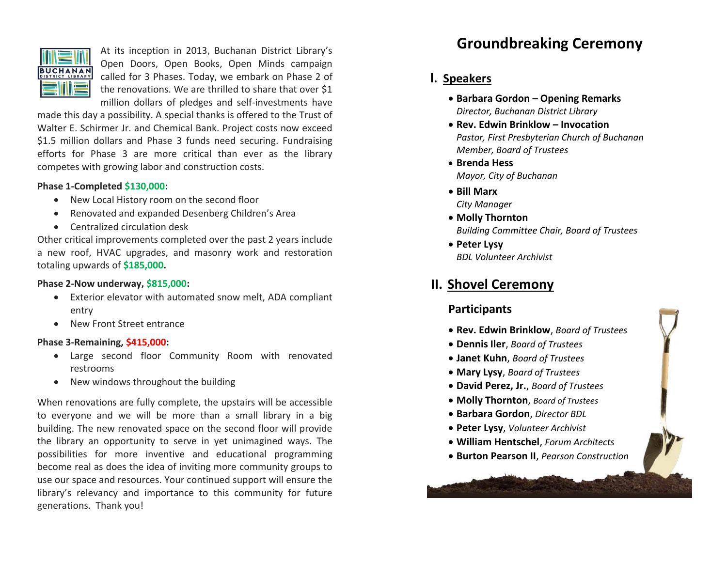At its inception in 2013, Buchanan District Library's Open Doors, Open Books, Open Minds campaign called for 3 Phases. Today, we embark on Phase 2 of the renovations. We are thrilled to share that over $1 million dollars of pledges and self-investments have made this day a possibility. A special thanks is offered to the Trust of Walter E. Schirmer Jr. and Chemical Bank. Project costs now exceed $1.5 million dollars and Phase 3 funds need securing. Fundraising efforts for Phase 3 are more critical than ever as the library competes with growing labor and construction costs.

**Phase 1-Completed $130,000:**

- New Local History room on the second floor
- Renovated and expanded Desenberg Children's Area
- Centralized circulation desk

Other critical improvements completed over the past 2 years include a new roof, HVAC upgrades, and masonry work and restoration totaling upwards of **$185,000.**

**Phase 2-Now underway, $815,000:**

- Exterior elevator with automated snow melt, ADA compliant entry
- New Front Street entrance

**Phase 3-Remaining, $415,000:**

- Large second floor Community Room with renovated restrooms
- New windows throughout the building

When renovations are fully complete, the upstairs will be accessible to everyone and we will be more than a small library in a big building. The new renovated space on the second floor will provide the library an opportunity to serve in yet unimagined ways. The possibilities for more inventive and educational programming become real as does the idea of inviting more community groups to use our space and resources. Your continued support will ensure the library's relevancy and importance to this community for future generations. Thank you!

# Groundbreaking Ceremony

## I. Speakers

- **Barbara Gordon – Opening Remarks**
  *Director, Buchanan District Library*
- **Rev. Edwin Brinklow – Invocation**
  *Pastor, First Presbyterian Church of Buchanan*
  *Member, Board of Trustees*
- **Brenda Hess**
  *Mayor, City of Buchanan*
- **Bill Marx**
  *City Manager*
- **Molly Thornton**
  *Building Committee Chair, Board of Trustees*
- **Peter Lysy**
  *BDL Volunteer Archivist*

## II. Shovel Ceremony

### Participants

- **Rev. Edwin Brinklow**, *Board of Trustees*
- **Dennis Iler**, *Board of Trustees*
- **Janet Kuhn**, *Board of Trustees*
- **Mary Lysy**, *Board of Trustees*
- **David Perez, Jr.**, *Board of Trustees*
- **Molly Thornton**, *Board of Trustees*
- **Barbara Gordon**, *Director BDL*
- **Peter Lysy**, *Volunteer Archivist*
- **William Hentschel**, *Forum Architects*
- **Burton Pearson II**, *Pearson Construction*